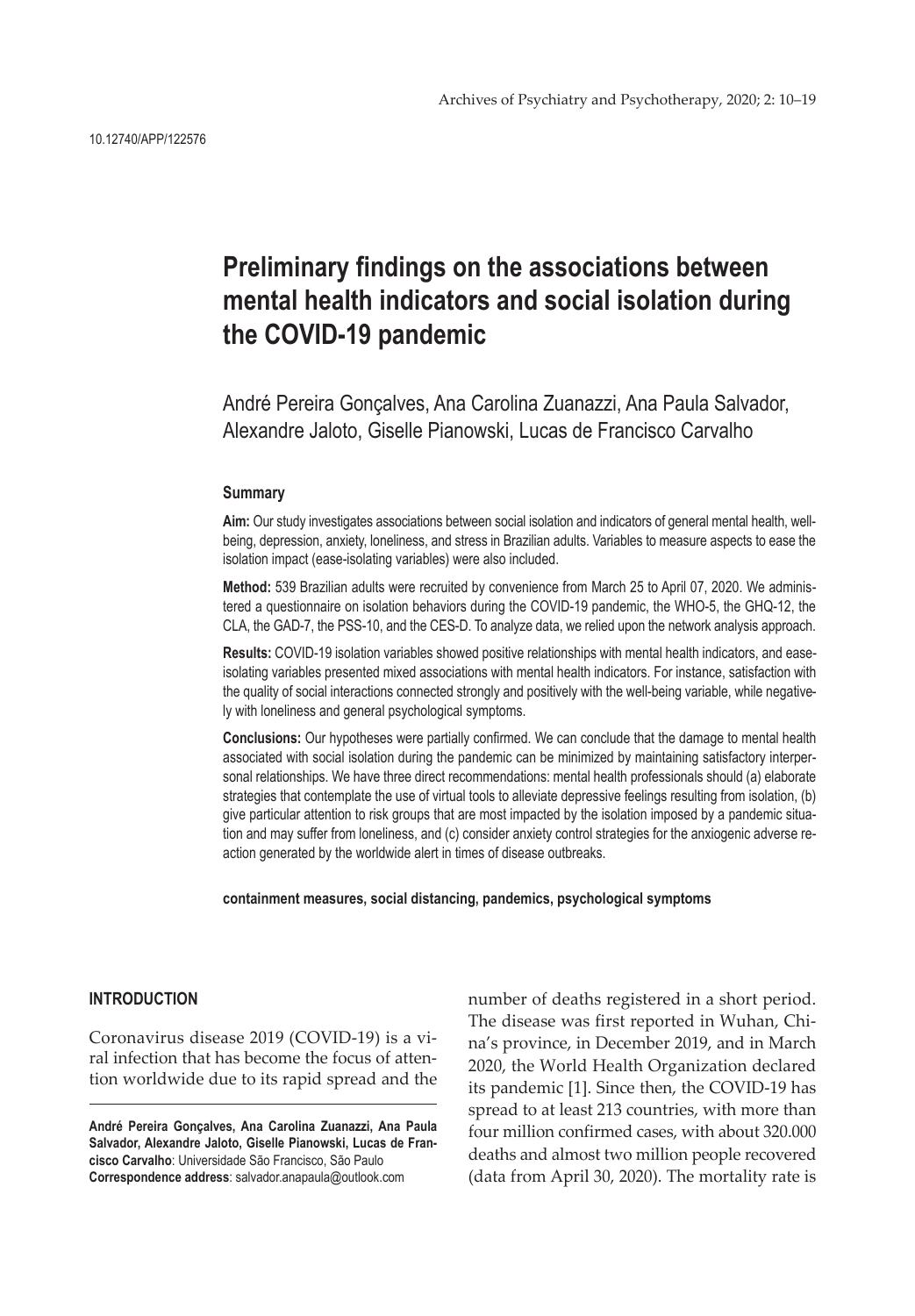10.12740/APP/122576

# Preliminary findings on the associations between mental health indicators and social isolation during the COVID-19 pandemic

André Pereira Gonçalves, Ana Carolina Zuanazzi, Ana Paula Salvador, Alexandre Jaloto, Giselle Pianowski, Lucas de Francisco Carvalho

## Summary

**Aim:** Our study investigates associations between social isolation and indicators of general mental health, well-being, depression, anxiety, loneliness, and stress in Brazilian adults. Variables to measure aspects to ease the isolation impact (ease-isolating variables) were also included.

**Method:** 539 Brazilian adults were recruited by convenience from March 25 to April 07, 2020. We administered a questionnaire on isolation behaviors during the COVID-19 pandemic, the WHO-5, the GHQ-12, the CLA, the GAD-7, the PSS-10, and the CES-D. To analyze data, we relied upon the network analysis approach.

**Results:** COVID-19 isolation variables showed positive relationships with mental health indicators, and ease-isolating variables presented mixed associations with mental health indicators. For instance, satisfaction with the quality of social interactions connected strongly and positively with the well-being variable, while negatively with loneliness and general psychological symptoms.

**Conclusions:** Our hypotheses were partially confirmed. We can conclude that the damage to mental health associated with social isolation during the pandemic can be minimized by maintaining satisfactory interpersonal relationships. We have three direct recommendations: mental health professionals should (a) elaborate strategies that contemplate the use of virtual tools to alleviate depressive feelings resulting from isolation, (b) give particular attention to risk groups that are most impacted by the isolation imposed by a pandemic situation and may suffer from loneliness, and (c) consider anxiety control strategies for the anxiogenic adverse reaction generated by the worldwide alert in times of disease outbreaks.

**containment measures, social distancing, pandemics, psychological symptoms**

## INTRODUCTION

Coronavirus disease 2019 (COVID-19) is a viral infection that has become the focus of attention worldwide due to its rapid spread and the number of deaths registered in a short period. The disease was first reported in Wuhan, China's province, in December 2019, and in March 2020, the World Health Organization declared its pandemic [1]. Since then, the COVID-19 has spread to at least 213 countries, with more than four million confirmed cases, with about 320.000 deaths and almost two million people recovered (data from April 30, 2020). The mortality rate is

**André Pereira Gonçalves, Ana Carolina Zuanazzi, Ana Paula Salvador, Alexandre Jaloto, Giselle Pianowski, Lucas de Francisco Carvalho**: Universidade São Francisco, São Paulo
**Correspondence address**: salvador.anapaula@outlook.com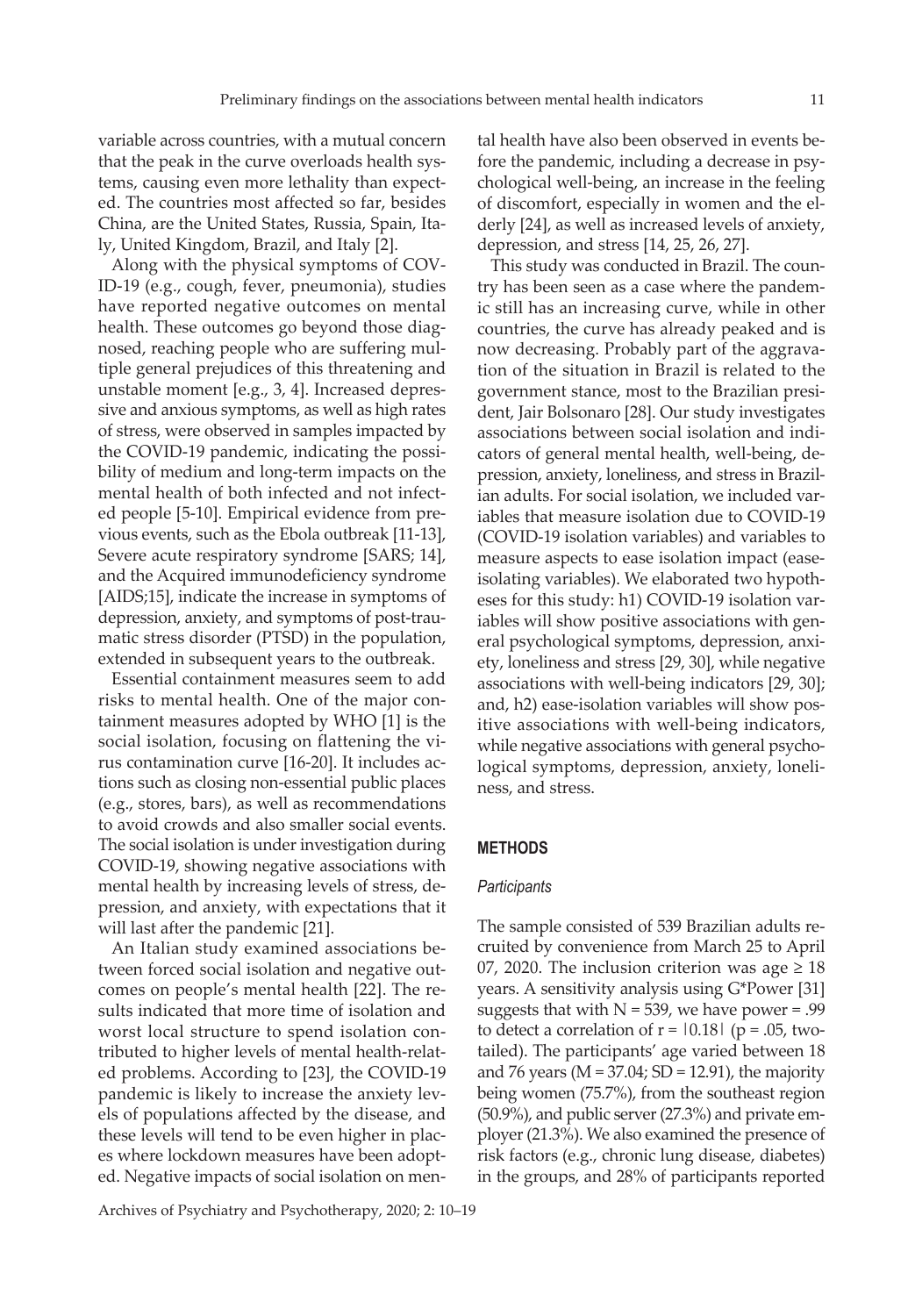variable across countries, with a mutual concern that the peak in the curve overloads health systems, causing even more lethality than expected. The countries most affected so far, besides China, are the United States, Russia, Spain, Italy, United Kingdom, Brazil, and Italy [2].

Along with the physical symptoms of COVID-19 (e.g., cough, fever, pneumonia), studies have reported negative outcomes on mental health. These outcomes go beyond those diagnosed, reaching people who are suffering multiple general prejudices of this threatening and unstable moment [e.g., 3, 4]. Increased depressive and anxious symptoms, as well as high rates of stress, were observed in samples impacted by the COVID-19 pandemic, indicating the possibility of medium and long-term impacts on the mental health of both infected and not infected people [5-10]. Empirical evidence from previous events, such as the Ebola outbreak [11-13], Severe acute respiratory syndrome [SARS; 14], and the Acquired immunodeficiency syndrome [AIDS;15], indicate the increase in symptoms of depression, anxiety, and symptoms of post-traumatic stress disorder (PTSD) in the population, extended in subsequent years to the outbreak.

Essential containment measures seem to add risks to mental health. One of the major containment measures adopted by WHO [1] is the social isolation, focusing on flattening the virus contamination curve [16-20]. It includes actions such as closing non-essential public places (e.g., stores, bars), as well as recommendations to avoid crowds and also smaller social events. The social isolation is under investigation during COVID-19, showing negative associations with mental health by increasing levels of stress, depression, and anxiety, with expectations that it will last after the pandemic [21].

An Italian study examined associations between forced social isolation and negative outcomes on people's mental health [22]. The results indicated that more time of isolation and worst local structure to spend isolation contributed to higher levels of mental health-related problems. According to [23], the COVID-19 pandemic is likely to increase the anxiety levels of populations affected by the disease, and these levels will tend to be even higher in places where lockdown measures have been adopted. Negative impacts of social isolation on mental health have also been observed in events before the pandemic, including a decrease in psychological well-being, an increase in the feeling of discomfort, especially in women and the elderly [24], as well as increased levels of anxiety, depression, and stress [14, 25, 26, 27].

This study was conducted in Brazil. The country has been seen as a case where the pandemic still has an increasing curve, while in other countries, the curve has already peaked and is now decreasing. Probably part of the aggravation of the situation in Brazil is related to the government stance, most to the Brazilian president, Jair Bolsonaro [28]. Our study investigates associations between social isolation and indicators of general mental health, well-being, depression, anxiety, loneliness, and stress in Brazilian adults. For social isolation, we included variables that measure isolation due to COVID-19 (COVID-19 isolation variables) and variables to measure aspects to ease isolation impact (ease-isolating variables). We elaborated two hypotheses for this study: h1) COVID-19 isolation variables will show positive associations with general psychological symptoms, depression, anxiety, loneliness and stress [29, 30], while negative associations with well-being indicators [29, 30]; and, h2) ease-isolation variables will show positive associations with well-being indicators, while negative associations with general psychological symptoms, depression, anxiety, loneliness, and stress.

## METHODS

### *Participants*

The sample consisted of 539 Brazilian adults recruited by convenience from March 25 to April 07, 2020. The inclusion criterion was age $\geq 18$ years. A sensitivity analysis using G*Power [31] suggests that with $N = 539$, we have power = .99 to detect a correlation of $r = |0.18|$ ($p = .05$, two-tailed). The participants' age varied between 18 and 76 years ($M = 37.04$; $SD = 12.91$), the majority being women (75.7%), from the southeast region (50.9%), and public server (27.3%) and private employer (21.3%). We also examined the presence of risk factors (e.g., chronic lung disease, diabetes) in the groups, and 28% of participants reported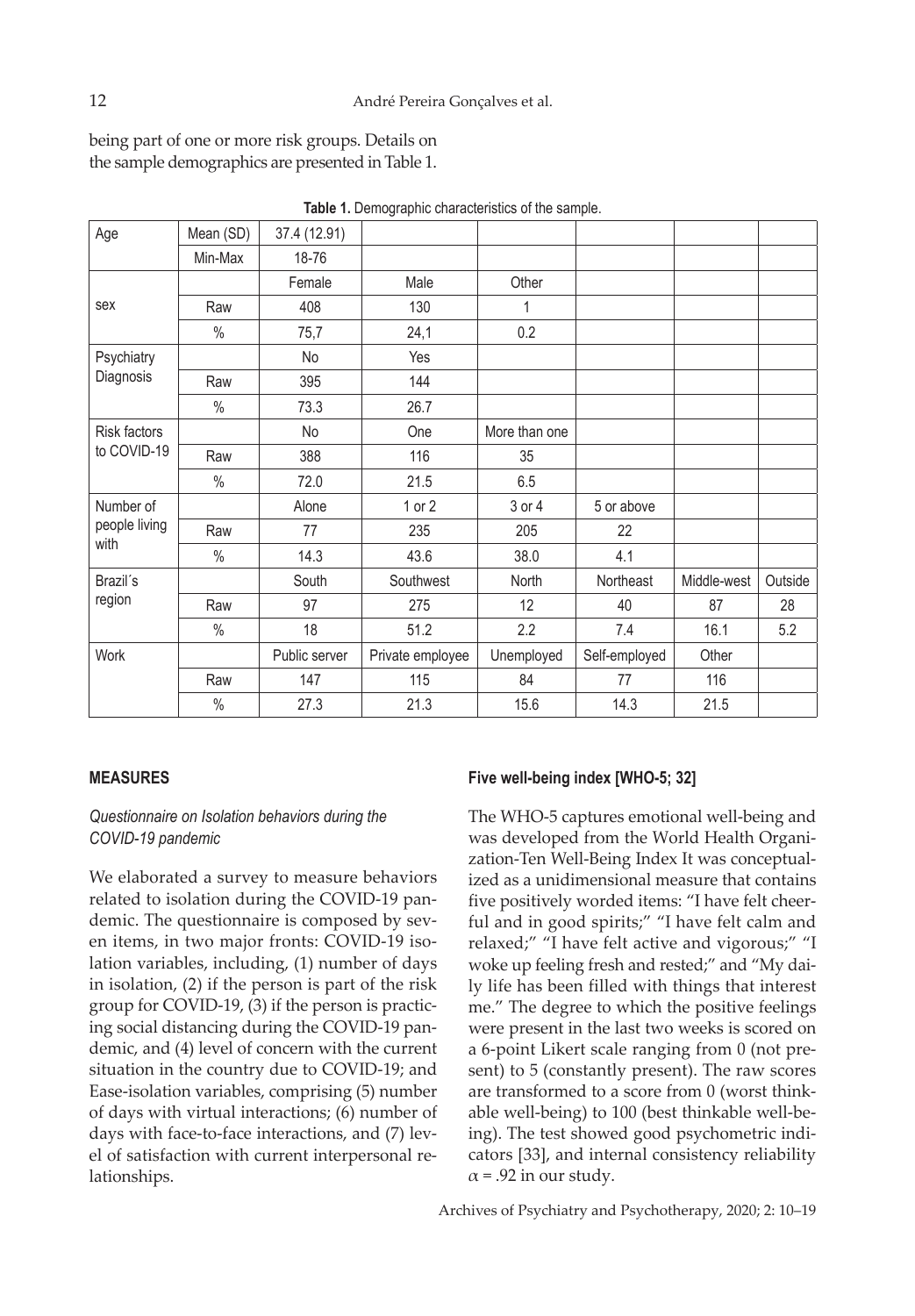being part of one or more risk groups. Details on the sample demographics are presented in Table 1.

**Table 1.** Demographic characteristics of the sample.

| Age | Mean (SD) | 37.4 (12.91) | | | | | |
|---|---|---|---|---|---|---|---|
| | Min-Max | 18-76 | | | | | |
| sex | | Female | Male | Other | | | |
| | Raw | 408 | 130 | 1 | | | |
| | % | 75,7 | 24,1 | 0.2 | | | |
| Psychiatry Diagnosis | | No | Yes | | | | |
| | Raw | 395 | 144 | | | | |
| | % | 73.3 | 26.7 | | | | |
| Risk factors to COVID-19 | | No | One | More than one | | | |
| | Raw | 388 | 116 | 35 | | | |
| | % | 72.0 | 21.5 | 6.5 | | | |
| Number of people living with | | Alone | 1 or 2 | 3 or 4 | 5 or above | | |
| | Raw | 77 | 235 | 205 | 22 | | |
| | % | 14.3 | 43.6 | 38.0 | 4.1 | | |
| Brazil´s region | | South | Southwest | North | Northeast | Middle-west | Outside |
| | Raw | 97 | 275 | 12 | 40 | 87 | 28 |
| | % | 18 | 51.2 | 2.2 | 7.4 | 16.1 | 5.2 |
| Work | | Public server | Private employee | Unemployed | Self-employed | Other | |
| | Raw | 147 | 115 | 84 | 77 | 116 | |
| | % | 27.3 | 21.3 | 15.6 | 14.3 | 21.5 | |

## MEASURES

### *Questionnaire on Isolation behaviors during the COVID-19 pandemic*

We elaborated a survey to measure behaviors related to isolation during the COVID-19 pandemic. The questionnaire is composed by seven items, in two major fronts: COVID-19 isolation variables, including, (1) number of days in isolation, (2) if the person is part of the risk group for COVID-19, (3) if the person is practicing social distancing during the COVID-19 pandemic, and (4) level of concern with the current situation in the country due to COVID-19; and Ease-isolation variables, comprising (5) number of days with virtual interactions; (6) number of days with face-to-face interactions, and (7) level of satisfaction with current interpersonal relationships.

### Five well-being index [WHO-5; 32]

The WHO-5 captures emotional well-being and was developed from the World Health Organization-Ten Well-Being Index It was conceptualized as a unidimensional measure that contains five positively worded items: "I have felt cheerful and in good spirits;" "I have felt calm and relaxed;" "I have felt active and vigorous;" "I woke up feeling fresh and rested;" and "My daily life has been filled with things that interest me." The degree to which the positive feelings were present in the last two weeks is scored on a 6-point Likert scale ranging from 0 (not present) to 5 (constantly present). The raw scores are transformed to a score from 0 (worst thinkable well-being) to 100 (best thinkable well-being). The test showed good psychometric indicators [33], and internal consistency reliability $\alpha = .92$ in our study.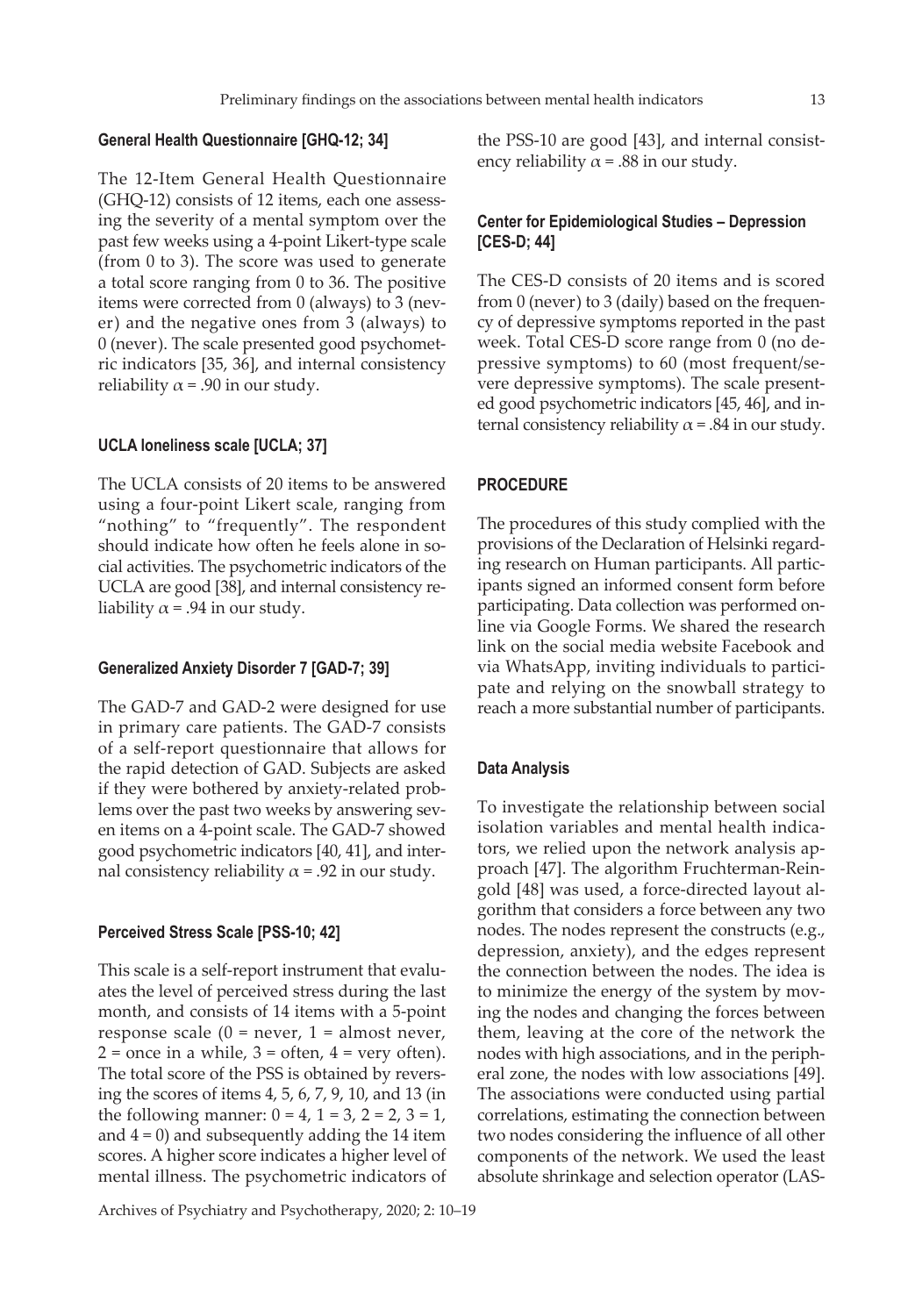#### General Health Questionnaire [GHQ-12; 34]

The 12-Item General Health Questionnaire (GHQ-12) consists of 12 items, each one assessing the severity of a mental symptom over the past few weeks using a 4-point Likert-type scale (from 0 to 3). The score was used to generate a total score ranging from 0 to 36. The positive items were corrected from 0 (always) to 3 (never) and the negative ones from 3 (always) to 0 (never). The scale presented good psychometric indicators [35, 36], and internal consistency reliability $\alpha = .90$ in our study.

#### UCLA loneliness scale [UCLA; 37]

The UCLA consists of 20 items to be answered using a four-point Likert scale, ranging from "nothing" to "frequently". The respondent should indicate how often he feels alone in social activities. The psychometric indicators of the UCLA are good [38], and internal consistency reliability $\alpha = .94$ in our study.

#### Generalized Anxiety Disorder 7 [GAD-7; 39]

The GAD-7 and GAD-2 were designed for use in primary care patients. The GAD-7 consists of a self-report questionnaire that allows for the rapid detection of GAD. Subjects are asked if they were bothered by anxiety-related problems over the past two weeks by answering seven items on a 4-point scale. The GAD-7 showed good psychometric indicators [40, 41], and internal consistency reliability $\alpha = .92$ in our study.

#### Perceived Stress Scale [PSS-10; 42]

This scale is a self-report instrument that evaluates the level of perceived stress during the last month, and consists of 14 items with a 5-point response scale (0 = never, 1 = almost never, 2 = once in a while, 3 = often, 4 = very often). The total score of the PSS is obtained by reversing the scores of items 4, 5, 6, 7, 9, 10, and 13 (in the following manner: 0 = 4, 1 = 3, 2 = 2, 3 = 1, and 4 = 0) and subsequently adding the 14 item scores. A higher score indicates a higher level of mental illness. The psychometric indicators of the PSS-10 are good [43], and internal consistency reliability $\alpha = .88$ in our study.

#### Center for Epidemiological Studies – Depression [CES-D; 44]

The CES-D consists of 20 items and is scored from 0 (never) to 3 (daily) based on the frequency of depressive symptoms reported in the past week. Total CES-D score range from 0 (no depressive symptoms) to 60 (most frequent/severe depressive symptoms). The scale presented good psychometric indicators [45, 46], and internal consistency reliability $\alpha = .84$ in our study.

### PROCEDURE

The procedures of this study complied with the provisions of the Declaration of Helsinki regarding research on Human participants. All participants signed an informed consent form before participating. Data collection was performed online via Google Forms. We shared the research link on the social media website Facebook and via WhatsApp, inviting individuals to participate and relying on the snowball strategy to reach a more substantial number of participants.

#### Data Analysis

To investigate the relationship between social isolation variables and mental health indicators, we relied upon the network analysis approach [47]. The algorithm Fruchterman-Reingold [48] was used, a force-directed layout algorithm that considers a force between any two nodes. The nodes represent the constructs (e.g., depression, anxiety), and the edges represent the connection between the nodes. The idea is to minimize the energy of the system by moving the nodes and changing the forces between them, leaving at the core of the network the nodes with high associations, and in the peripheral zone, the nodes with low associations [49]. The associations were conducted using partial correlations, estimating the connection between two nodes considering the influence of all other components of the network. We used the least absolute shrinkage and selection operator (LAS-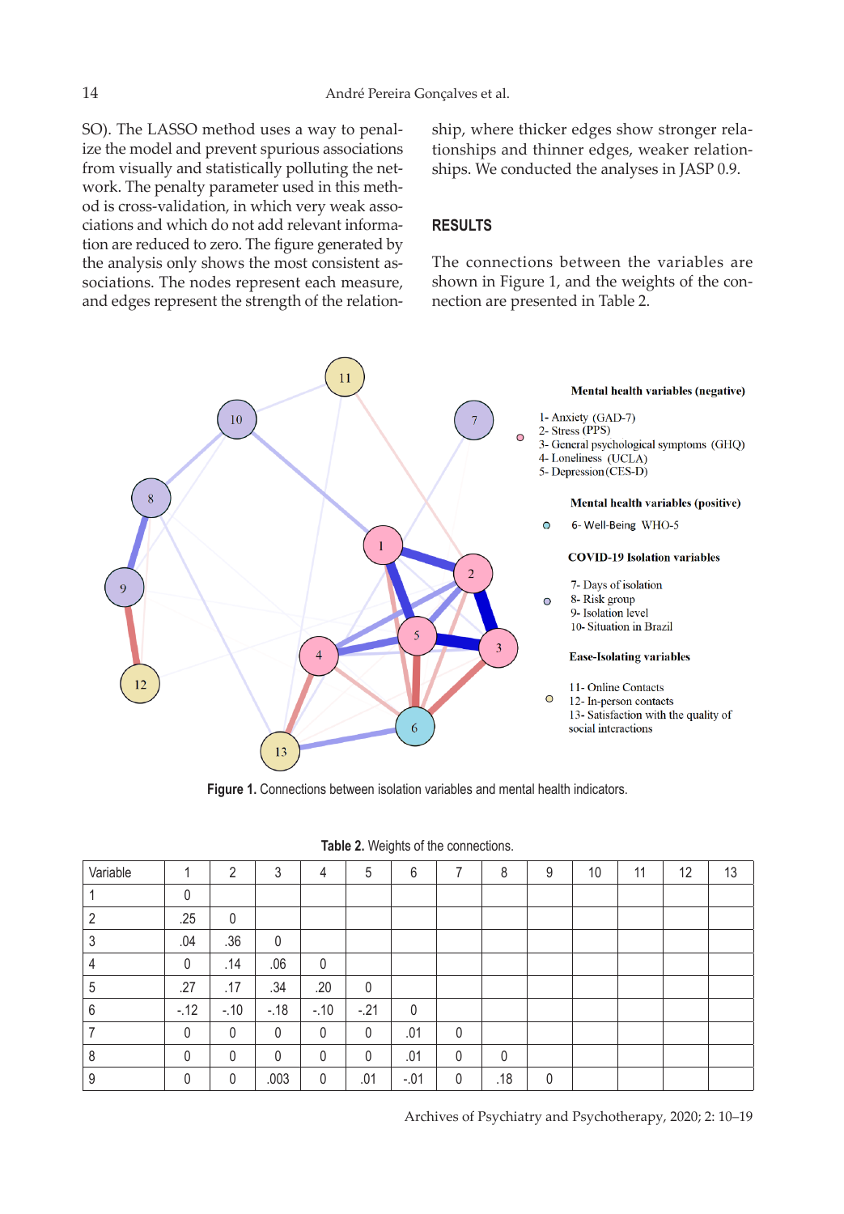SO). The LASSO method uses a way to penalize the model and prevent spurious associations from visually and statistically polluting the network. The penalty parameter used in this method is cross-validation, in which very weak associations and which do not add relevant information are reduced to zero. The figure generated by the analysis only shows the most consistent associations. The nodes represent each measure, and edges represent the strength of the relationship, where thicker edges show stronger relationships and thinner edges, weaker relationships. We conducted the analyses in JASP 0.9.

## RESULTS

The connections between the variables are shown in Figure 1, and the weights of the connection are presented in Table 2.

**Mental health variables (negative)**

1- Anxiety (GAD-7)
2- Stress (PPS)
3- General psychological symptoms (GHQ)
4- Loneliness (UCLA)
5- Depression (CES-D)

**Mental health variables (positive)**

6- Well-Being WHO-5

**COVID-19 Isolation variables**

7- Days of isolation
8- Risk group
9- Isolation level
10- Situation in Brazil

**Ease-Isolating variables**

11- Online Contacts
12- In-person contacts
13- Satisfaction with the quality of social interactions

**Figure 1.** Connections between isolation variables and mental health indicators.

**Table 2.** Weights of the connections.

| Variable | 1 | 2 | 3 | 4 | 5 | 6 | 7 | 8 | 9 | 10 | 11 | 12 | 13 |
|---|---|---|---|---|---|---|---|---|---|---|---|---|---|
| 1 | 0 | | | | | | | | | | | | |
| 2 | .25 | 0 | | | | | | | | | | | |
| 3 | .04 | .36 | 0 | | | | | | | | | | |
| 4 | 0 | .14 | .06 | 0 | | | | | | | | | |
| 5 | .27 | .17 | .34 | .20 | 0 | | | | | | | | |
| 6 | -.12 | -.10 | -.18 | -.10 | -.21 | 0 | | | | | | | |
| 7 | 0 | 0 | 0 | 0 | 0 | .01 | 0 | | | | | | |
| 8 | 0 | 0 | 0 | 0 | 0 | .01 | 0 | 0 | | | | | |
| 9 | 0 | 0 | .003 | 0 | .01 | -.01 | 0 | .18 | 0 | | | | |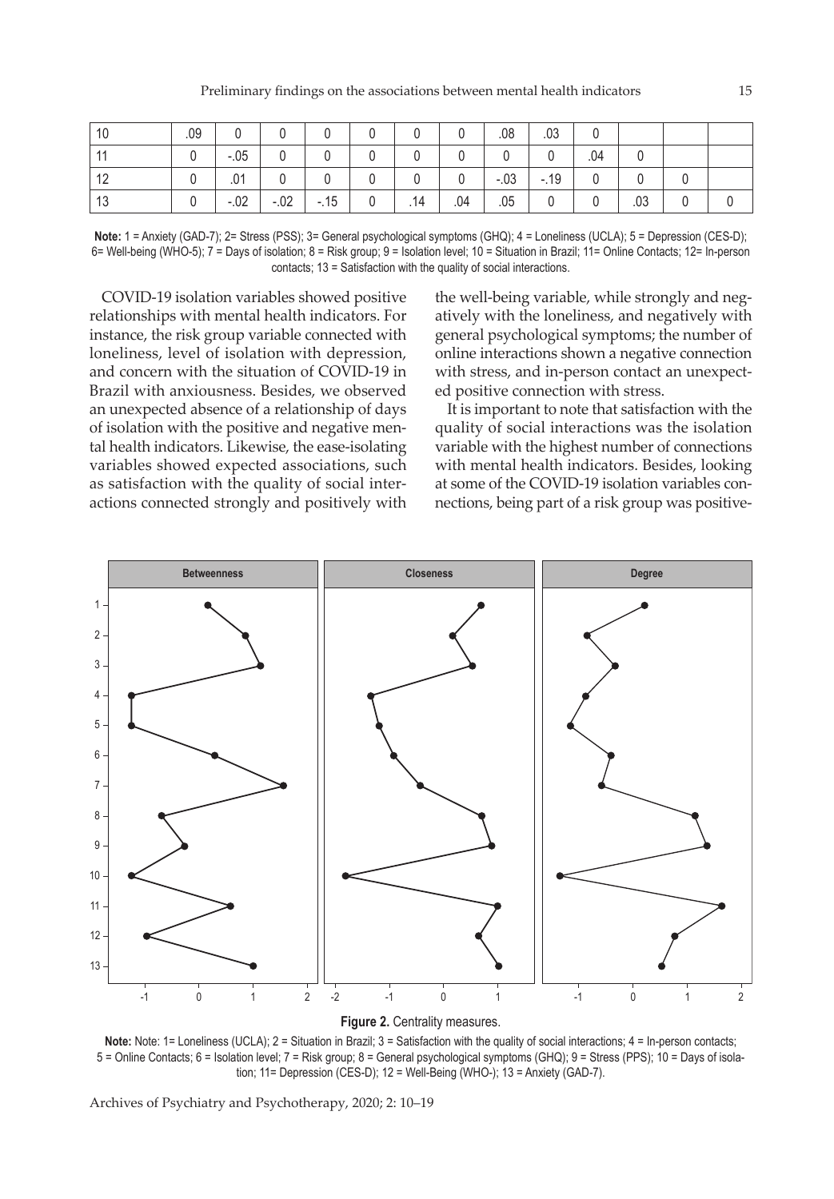| | | | | | | | | | | | | | |
|---|---|---|---|---|---|---|---|---|---|---|---|---|---|
| 10 | .09 | 0 | 0 | 0 | 0 | 0 | 0 | .08 | .03 | 0 | | | |
| 11 | 0 | -.05 | 0 | 0 | 0 | 0 | 0 | 0 | 0 | .04 | 0 | | |
| 12 | 0 | .01 | 0 | 0 | 0 | 0 | 0 | -.03 | -.19 | 0 | 0 | 0 | |
| 13 | 0 | -.02 | -.02 | -.15 | 0 | .14 | .04 | .05 | 0 | 0 | .03 | 0 | 0 |

**Note:** 1 = Anxiety (GAD-7); 2= Stress (PSS); 3= General psychological symptoms (GHQ); 4 = Loneliness (UCLA); 5 = Depression (CES-D); 6= Well-being (WHO-5); 7 = Days of isolation; 8 = Risk group; 9 = Isolation level; 10 = Situation in Brazil; 11= Online Contacts; 12= In-person contacts; 13 = Satisfaction with the quality of social interactions.

COVID-19 isolation variables showed positive relationships with mental health indicators. For instance, the risk group variable connected with loneliness, level of isolation with depression, and concern with the situation of COVID-19 in Brazil with anxiousness. Besides, we observed an unexpected absence of a relationship of days of isolation with the positive and negative mental health indicators. Likewise, the ease-isolating variables showed expected associations, such as satisfaction with the quality of social interactions connected strongly and positively with the well-being variable, while strongly and negatively with the loneliness, and negatively with general psychological symptoms; the number of online interactions shown a negative connection with stress, and in-person contact an unexpected positive connection with stress.

It is important to note that satisfaction with the quality of social interactions was the isolation variable with the highest number of connections with mental health indicators. Besides, looking at some of the COVID-19 isolation variables connections, being part of a risk group was positive-

**Figure 2.** Centrality measures.

**Note:** Note: 1= Loneliness (UCLA); 2 = Situation in Brazil; 3 = Satisfaction with the quality of social interactions; 4 = In-person contacts; 5 = Online Contacts; 6 = Isolation level; 7 = Risk group; 8 = General psychological symptoms (GHQ); 9 = Stress (PPS); 10 = Days of isolation; 11= Depression (CES-D); 12 = Well-Being (WHO-); 13 = Anxiety (GAD-7).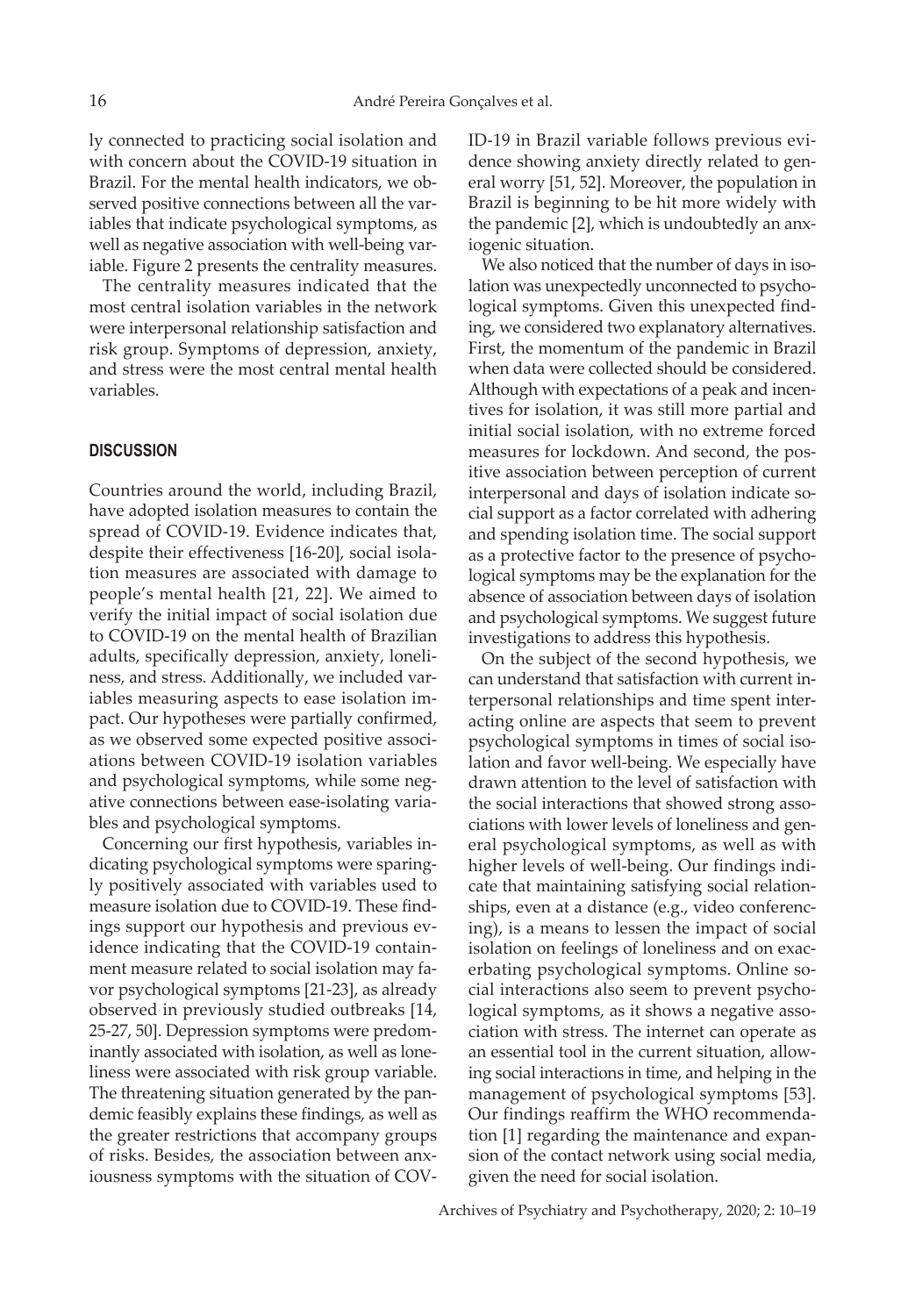ly connected to practicing social isolation and with concern about the COVID-19 situation in Brazil. For the mental health indicators, we observed positive connections between all the variables that indicate psychological symptoms, as well as negative association with well-being variable. Figure 2 presents the centrality measures.

The centrality measures indicated that the most central isolation variables in the network were interpersonal relationship satisfaction and risk group. Symptoms of depression, anxiety, and stress were the most central mental health variables.

## DISCUSSION

Countries around the world, including Brazil, have adopted isolation measures to contain the spread of COVID-19. Evidence indicates that, despite their effectiveness [16-20], social isolation measures are associated with damage to people's mental health [21, 22]. We aimed to verify the initial impact of social isolation due to COVID-19 on the mental health of Brazilian adults, specifically depression, anxiety, loneliness, and stress. Additionally, we included variables measuring aspects to ease isolation impact. Our hypotheses were partially confirmed, as we observed some expected positive associations between COVID-19 isolation variables and psychological symptoms, while some negative connections between ease-isolating variables and psychological symptoms.

Concerning our first hypothesis, variables indicating psychological symptoms were sparingly positively associated with variables used to measure isolation due to COVID-19. These findings support our hypothesis and previous evidence indicating that the COVID-19 containment measure related to social isolation may favor psychological symptoms [21-23], as already observed in previously studied outbreaks [14, 25-27, 50]. Depression symptoms were predominantly associated with isolation, as well as loneliness were associated with risk group variable. The threatening situation generated by the pandemic feasibly explains these findings, as well as the greater restrictions that accompany groups of risks. Besides, the association between anxiousness symptoms with the situation of COVID-19 in Brazil variable follows previous evidence showing anxiety directly related to general worry [51, 52]. Moreover, the population in Brazil is beginning to be hit more widely with the pandemic [2], which is undoubtedly an anxiogenic situation.

We also noticed that the number of days in isolation was unexpectedly unconnected to psychological symptoms. Given this unexpected finding, we considered two explanatory alternatives. First, the momentum of the pandemic in Brazil when data were collected should be considered. Although with expectations of a peak and incentives for isolation, it was still more partial and initial social isolation, with no extreme forced measures for lockdown. And second, the positive association between perception of current interpersonal and days of isolation indicate social support as a factor correlated with adhering and spending isolation time. The social support as a protective factor to the presence of psychological symptoms may be the explanation for the absence of association between days of isolation and psychological symptoms. We suggest future investigations to address this hypothesis.

On the subject of the second hypothesis, we can understand that satisfaction with current interpersonal relationships and time spent interacting online are aspects that seem to prevent psychological symptoms in times of social isolation and favor well-being. We especially have drawn attention to the level of satisfaction with the social interactions that showed strong associations with lower levels of loneliness and general psychological symptoms, as well as with higher levels of well-being. Our findings indicate that maintaining satisfying social relationships, even at a distance (e.g., video conferencing), is a means to lessen the impact of social isolation on feelings of loneliness and on exacerbating psychological symptoms. Online social interactions also seem to prevent psychological symptoms, as it shows a negative association with stress. The internet can operate as an essential tool in the current situation, allowing social interactions in time, and helping in the management of psychological symptoms [53]. Our findings reaffirm the WHO recommendation [1] regarding the maintenance and expansion of the contact network using social media, given the need for social isolation.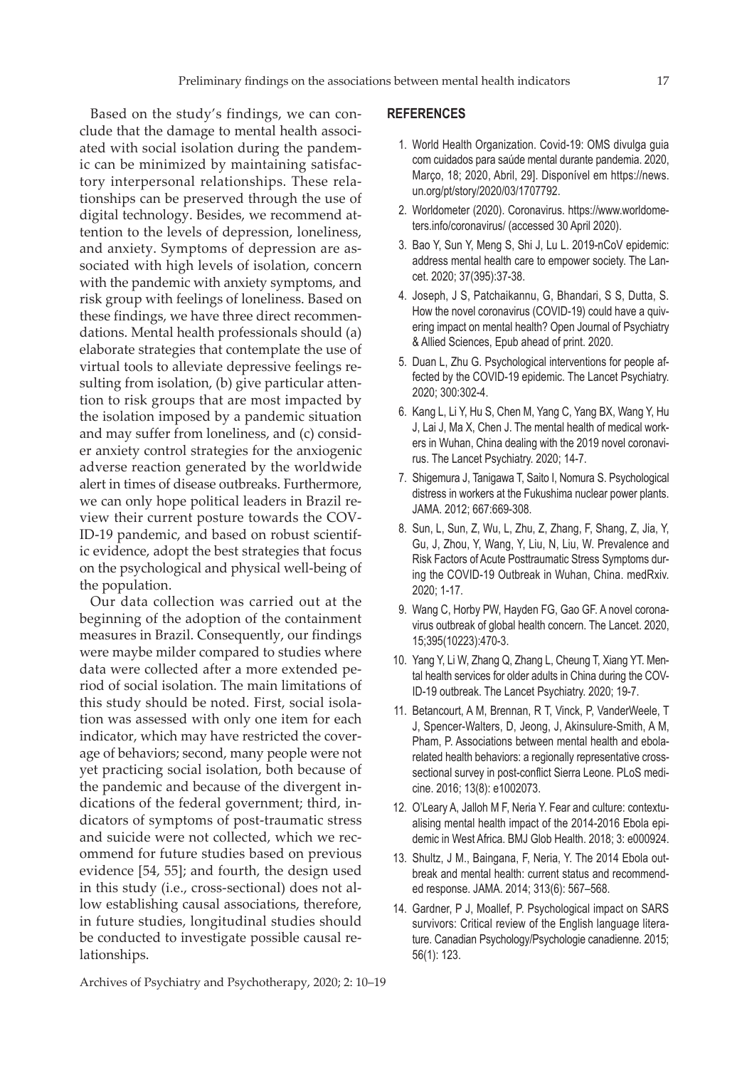Based on the study's findings, we can conclude that the damage to mental health associated with social isolation during the pandemic can be minimized by maintaining satisfactory interpersonal relationships. These relationships can be preserved through the use of digital technology. Besides, we recommend attention to the levels of depression, loneliness, and anxiety. Symptoms of depression are associated with high levels of isolation, concern with the pandemic with anxiety symptoms, and risk group with feelings of loneliness. Based on these findings, we have three direct recommendations. Mental health professionals should (a) elaborate strategies that contemplate the use of virtual tools to alleviate depressive feelings resulting from isolation, (b) give particular attention to risk groups that are most impacted by the isolation imposed by a pandemic situation and may suffer from loneliness, and (c) consider anxiety control strategies for the anxiogenic adverse reaction generated by the worldwide alert in times of disease outbreaks. Furthermore, we can only hope political leaders in Brazil review their current posture towards the COVID-19 pandemic, and based on robust scientific evidence, adopt the best strategies that focus on the psychological and physical well-being of the population.

Our data collection was carried out at the beginning of the adoption of the containment measures in Brazil. Consequently, our findings were maybe milder compared to studies where data were collected after a more extended period of social isolation. The main limitations of this study should be noted. First, social isolation was assessed with only one item for each indicator, which may have restricted the coverage of behaviors; second, many people were not yet practicing social isolation, both because of the pandemic and because of the divergent indications of the federal government; third, indicators of symptoms of post-traumatic stress and suicide were not collected, which we recommend for future studies based on previous evidence [54, 55]; and fourth, the design used in this study (i.e., cross-sectional) does not allow establishing causal associations, therefore, in future studies, longitudinal studies should be conducted to investigate possible causal relationships.

## REFERENCES

1. World Health Organization. Covid-19: OMS divulga guia com cuidados para saúde mental durante pandemia. 2020, Março, 18; 2020, Abril, 29]. Disponível em https://news.un.org/pt/story/2020/03/1707792.
2. Worldometer (2020). Coronavirus. https://www.worldometers.info/coronavirus/ (accessed 30 April 2020).
3. Bao Y, Sun Y, Meng S, Shi J, Lu L. 2019-nCoV epidemic: address mental health care to empower society. The Lancet. 2020; 37(395):37-38.
4. Joseph, J S, Patchaikannu, G, Bhandari, S S, Dutta, S. How the novel coronavirus (COVID-19) could have a quivering impact on mental health? Open Journal of Psychiatry & Allied Sciences, Epub ahead of print. 2020.
5. Duan L, Zhu G. Psychological interventions for people affected by the COVID-19 epidemic. The Lancet Psychiatry. 2020; 300:302-4.
6. Kang L, Li Y, Hu S, Chen M, Yang C, Yang BX, Wang Y, Hu J, Lai J, Ma X, Chen J. The mental health of medical workers in Wuhan, China dealing with the 2019 novel coronavirus. The Lancet Psychiatry. 2020; 14-7.
7. Shigemura J, Tanigawa T, Saito I, Nomura S. Psychological distress in workers at the Fukushima nuclear power plants. JAMA. 2012; 667:669-308.
8. Sun, L, Sun, Z, Wu, L, Zhu, Z, Zhang, F, Shang, Z, Jia, Y, Gu, J, Zhou, Y, Wang, Y, Liu, N, Liu, W. Prevalence and Risk Factors of Acute Posttraumatic Stress Symptoms during the COVID-19 Outbreak in Wuhan, China. medRxiv. 2020; 1-17.
9. Wang C, Horby PW, Hayden FG, Gao GF. A novel coronavirus outbreak of global health concern. The Lancet. 2020, 15;395(10223):470-3.
10. Yang Y, Li W, Zhang Q, Zhang L, Cheung T, Xiang YT. Mental health services for older adults in China during the COVID-19 outbreak. The Lancet Psychiatry. 2020; 19-7.
11. Betancourt, A M, Brennan, R T, Vinck, P, VanderWeele, T J, Spencer-Walters, D, Jeong, J, Akinsulure-Smith, A M, Pham, P. Associations between mental health and ebola-related health behaviors: a regionally representative cross-sectional survey in post-conflict Sierra Leone. PLoS medicine. 2016; 13(8): e1002073.
12. O'Leary A, Jalloh M F, Neria Y. Fear and culture: contextualising mental health impact of the 2014-2016 Ebola epidemic in West Africa. BMJ Glob Health. 2018; 3: e000924.
13. Shultz, J M., Baingana, F, Neria, Y. The 2014 Ebola outbreak and mental health: current status and recommended response. JAMA. 2014; 313(6): 567–568.
14. Gardner, P J, Moallef, P. Psychological impact on SARS survivors: Critical review of the English language literature. Canadian Psychology/Psychologie canadienne. 2015; 56(1): 123.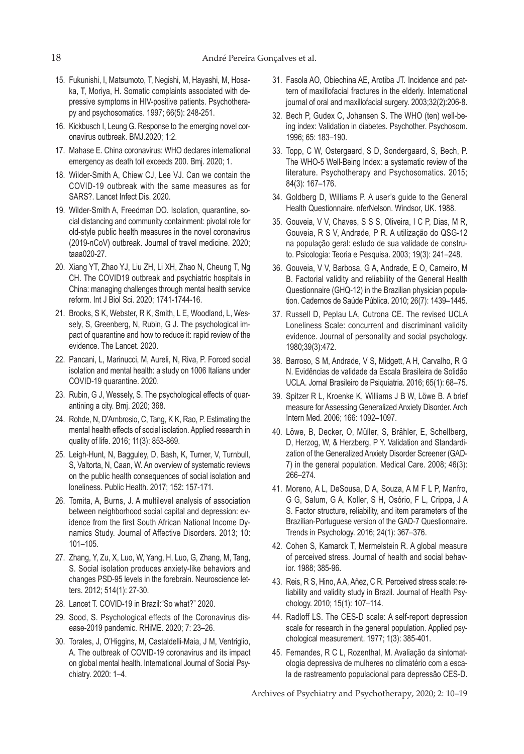15. Fukunishi, I, Matsumoto, T, Negishi, M, Hayashi, M, Hosaka, T, Moriya, H. Somatic complaints associated with depressive symptoms in HIV-positive patients. Psychotherapy and psychosomatics. 1997; 66(5): 248-251.
16. Kickbusch I, Leung G. Response to the emerging novel coronavirus outbreak. BMJ.2020; 1:2.
17. Mahase E. China coronavirus: WHO declares international emergency as death toll exceeds 200. Bmj. 2020; 1.
18. Wilder-Smith A, Chiew CJ, Lee VJ. Can we contain the COVID-19 outbreak with the same measures as for SARS?. Lancet Infect Dis. 2020.
19. Wilder-Smith A, Freedman DO. Isolation, quarantine, social distancing and community containment: pivotal role for old-style public health measures in the novel coronavirus (2019-nCoV) outbreak. Journal of travel medicine. 2020; taaa020-27.
20. Xiang YT, Zhao YJ, Liu ZH, Li XH, Zhao N, Cheung T, Ng CH. The COVID19 outbreak and psychiatric hospitals in China: managing challenges through mental health service reform. Int J Biol Sci. 2020; 1741-1744-16.
21. Brooks, S K, Webster, R K, Smith, L E, Woodland, L, Wessely, S, Greenberg, N, Rubin, G J. The psychological impact of quarantine and how to reduce it: rapid review of the evidence. The Lancet. 2020.
22. Pancani, L, Marinucci, M, Aureli, N, Riva, P. Forced social isolation and mental health: a study on 1006 Italians under COVID-19 quarantine. 2020.
23. Rubin, G J, Wessely, S. The psychological effects of quarantining a city. Bmj. 2020; 368.
24. Rohde, N, D'Ambrosio, C, Tang, K K, Rao, P. Estimating the mental health effects of social isolation. Applied research in quality of life. 2016; 11(3): 853-869.
25. Leigh-Hunt, N, Bagguley, D, Bash, K, Turner, V, Turnbull, S, Valtorta, N, Caan, W. An overview of systematic reviews on the public health consequences of social isolation and loneliness. Public Health. 2017; 152: 157-171.
26. Tomita, A, Burns, J. A multilevel analysis of association between neighborhood social capital and depression: evidence from the first South African National Income Dynamics Study. Journal of Affective Disorders. 2013; 10: 101–105.
27. Zhang, Y, Zu, X, Luo, W, Yang, H, Luo, G, Zhang, M, Tang, S. Social isolation produces anxiety-like behaviors and changes PSD-95 levels in the forebrain. Neuroscience letters. 2012; 514(1): 27-30.
28. Lancet T. COVID-19 in Brazil:"So what?" 2020.
29. Sood, S. Psychological effects of the Coronavirus disease-2019 pandemic. RHiME. 2020; 7: 23–26.
30. Torales, J, O'Higgins, M, Castaldelli-Maia, J M, Ventriglio, A. The outbreak of COVID-19 coronavirus and its impact on global mental health. International Journal of Social Psychiatry. 2020: 1–4.
31. Fasola AO, Obiechina AE, Arotiba JT. Incidence and pattern of maxillofacial fractures in the elderly. International journal of oral and maxillofacial surgery. 2003;32(2):206-8.
32. Bech P, Gudex C, Johansen S. The WHO (ten) well-being index: Validation in diabetes. Psychother. Psychosom. 1996; 65: 183–190.
33. Topp, C W, Ostergaard, S D, Sondergaard, S, Bech, P. The WHO-5 Well-Being Index: a systematic review of the literature. Psychotherapy and Psychosomatics. 2015; 84(3): 167–176.
34. Goldberg D, Williams P. A user's guide to the General Health Questionnaire. nferNelson. Windsor, UK. 1988.
35. Gouveia, V V, Chaves, S S S, Oliveira, I C P, Dias, M R, Gouveia, R S V, Andrade, P R. A utilização do QSG-12 na população geral: estudo de sua validade de construto. Psicologia: Teoria e Pesquisa. 2003; 19(3): 241–248.
36. Gouveia, V V, Barbosa, G A, Andrade, E O, Carneiro, M B. Factorial validity and reliability of the General Health Questionnaire (GHQ-12) in the Brazilian physician population. Cadernos de Saúde Pública. 2010; 26(7): 1439–1445.
37. Russell D, Peplau LA, Cutrona CE. The revised UCLA Loneliness Scale: concurrent and discriminant validity evidence. Journal of personality and social psychology. 1980;39(3):472.
38. Barroso, S M, Andrade, V S, Midgett, A H, Carvalho, R G N. Evidências de validade da Escala Brasileira de Solidão UCLA. Jornal Brasileiro de Psiquiatria. 2016; 65(1): 68–75.
39. Spitzer R L, Kroenke K, Williams J B W, Löwe B. A brief measure for Assessing Generalized Anxiety Disorder. Arch Intern Med. 2006; 166: 1092–1097.
40. Löwe, B, Decker, O, Müller, S, Brähler, E, Schellberg, D, Herzog, W, & Herzberg, P Y. Validation and Standardization of the Generalized Anxiety Disorder Screener (GAD-7) in the general population. Medical Care. 2008; 46(3): 266–274.
41. Moreno, A L, DeSousa, D A, Souza, A M F L P, Manfro, G G, Salum, G A, Koller, S H, Osório, F L, Crippa, J A S. Factor structure, reliability, and item parameters of the Brazilian-Portuguese version of the GAD-7 Questionnaire. Trends in Psychology. 2016; 24(1): 367–376.
42. Cohen S, Kamarck T, Mermelstein R. A global measure of perceived stress. Journal of health and social behavior. 1988; 385-96.
43. Reis, R S, Hino, A A, Añez, C R. Perceived stress scale: reliability and validity study in Brazil. Journal of Health Psychology. 2010; 15(1): 107–114.
44. Radloff LS. The CES-D scale: A self-report depression scale for research in the general population. Applied psychological measurement. 1977; 1(3): 385-401.
45. Fernandes, R C L, Rozenthal, M. Avaliação da sintomatologia depressiva de mulheres no climatério com a escala de rastreamento populacional para depressão CES-D.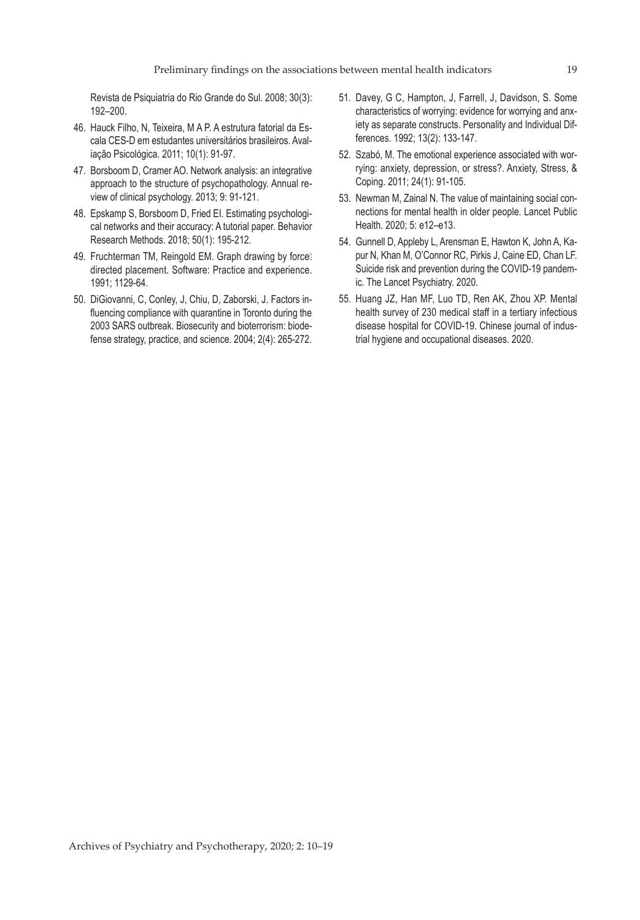Revista de Psiquiatria do Rio Grande do Sul. 2008; 30(3): 192–200.

46. Hauck Filho, N, Teixeira, M A P. A estrutura fatorial da Escala CES-D em estudantes universitários brasileiros. Avaliação Psicológica. 2011; 10(1): 91-97.
47. Borsboom D, Cramer AO. Network analysis: an integrative approach to the structure of psychopathology. Annual review of clinical psychology. 2013; 9: 91-121.
48. Epskamp S, Borsboom D, Fried EI. Estimating psychological networks and their accuracy: A tutorial paper. Behavior Research Methods. 2018; 50(1): 195-212.
49. Fruchterman TM, Reingold EM. Graph drawing by force directed placement. Software: Practice and experience. 1991; 1129-64.
50. DiGiovanni, C, Conley, J, Chiu, D, Zaborski, J. Factors influencing compliance with quarantine in Toronto during the 2003 SARS outbreak. Biosecurity and bioterrorism: biodefense strategy, practice, and science. 2004; 2(4): 265-272.
51. Davey, G C, Hampton, J, Farrell, J, Davidson, S. Some characteristics of worrying: evidence for worrying and anxiety as separate constructs. Personality and Individual Differences. 1992; 13(2): 133-147.
52. Szabó, M. The emotional experience associated with worrying: anxiety, depression, or stress?. Anxiety, Stress, & Coping. 2011; 24(1): 91-105.
53. Newman M, Zainal N. The value of maintaining social connections for mental health in older people. Lancet Public Health. 2020; 5: e12–e13.
54. Gunnell D, Appleby L, Arensman E, Hawton K, John A, Kapur N, Khan M, O'Connor RC, Pirkis J, Caine ED, Chan LF. Suicide risk and prevention during the COVID-19 pandemic. The Lancet Psychiatry. 2020.
55. Huang JZ, Han MF, Luo TD, Ren AK, Zhou XP. Mental health survey of 230 medical staff in a tertiary infectious disease hospital for COVID-19. Chinese journal of industrial hygiene and occupational diseases. 2020.